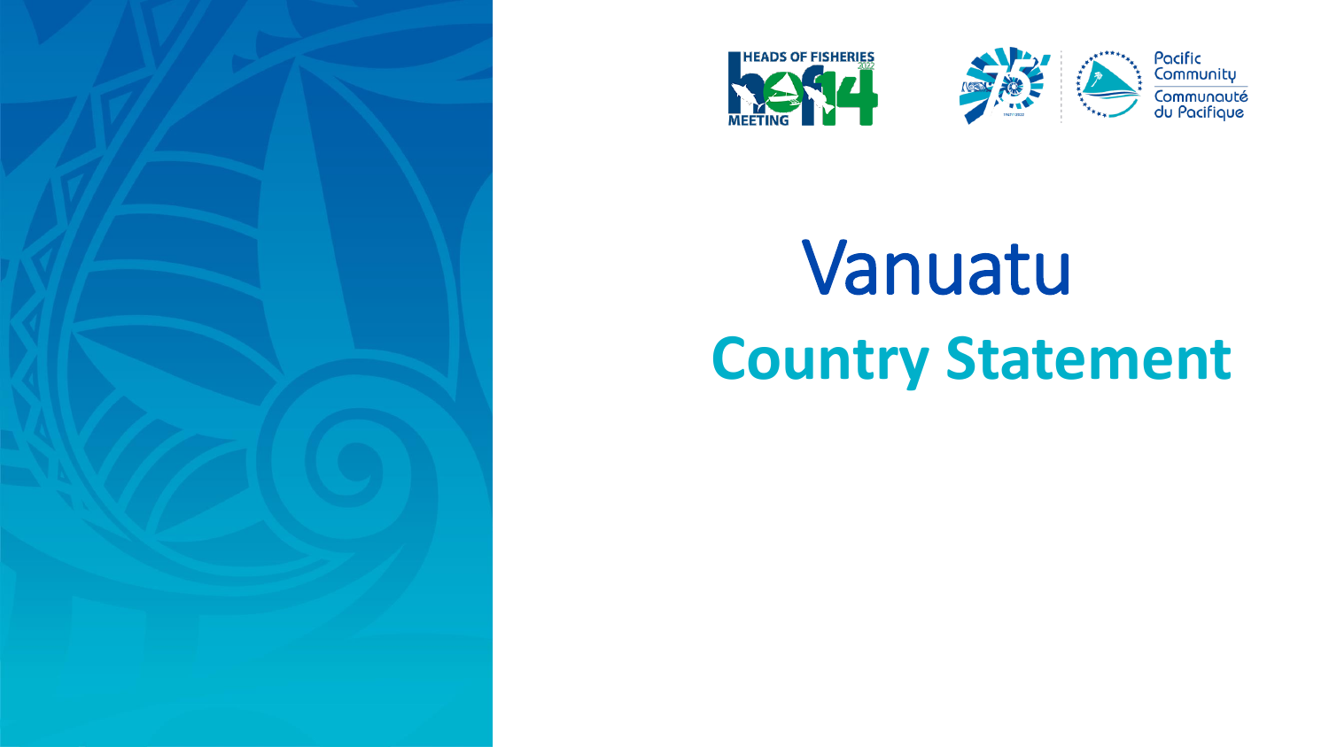HEADS OF FISHERIES 2022 MEETING hof14

Pacific Community
Communauté du Pacifique

# Vanuatu

## Country Statement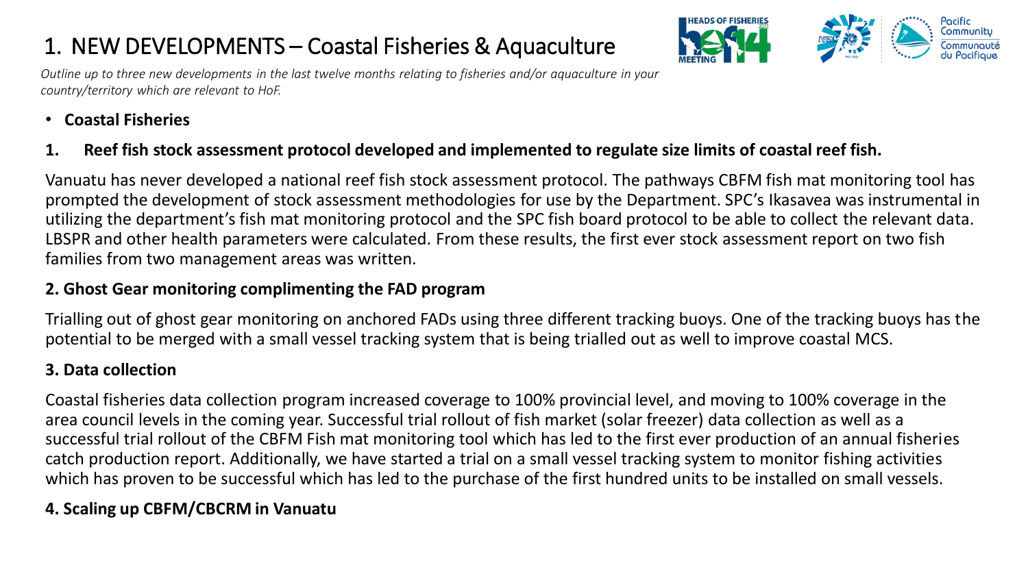# 1. NEW DEVELOPMENTS – Coastal Fisheries & Aquaculture

*Outline up to three new developments in the last twelve months relating to fisheries and/or aquaculture in your country/territory which are relevant to HoF.*

- **Coastal Fisheries**

**1. Reef fish stock assessment protocol developed and implemented to regulate size limits of coastal reef fish.**

Vanuatu has never developed a national reef fish stock assessment protocol. The pathways CBFM fish mat monitoring tool has prompted the development of stock assessment methodologies for use by the Department. SPC's Ikasavea was instrumental in utilizing the department's fish mat monitoring protocol and the SPC fish board protocol to be able to collect the relevant data. LBSPR and other health parameters were calculated. From these results, the first ever stock assessment report on two fish families from two management areas was written.

**2. Ghost Gear monitoring complimenting the FAD program**

Trialling out of ghost gear monitoring on anchored FADs using three different tracking buoys. One of the tracking buoys has the potential to be merged with a small vessel tracking system that is being trialled out as well to improve coastal MCS.

**3. Data collection**

Coastal fisheries data collection program increased coverage to 100% provincial level, and moving to 100% coverage in the area council levels in the coming year. Successful trial rollout of fish market (solar freezer) data collection as well as a successful trial rollout of the CBFM Fish mat monitoring tool which has led to the first ever production of an annual fisheries catch production report. Additionally, we have started a trial on a small vessel tracking system to monitor fishing activities which has proven to be successful which has led to the purchase of the first hundred units to be installed on small vessels.

**4. Scaling up CBFM/CBCRM in Vanuatu**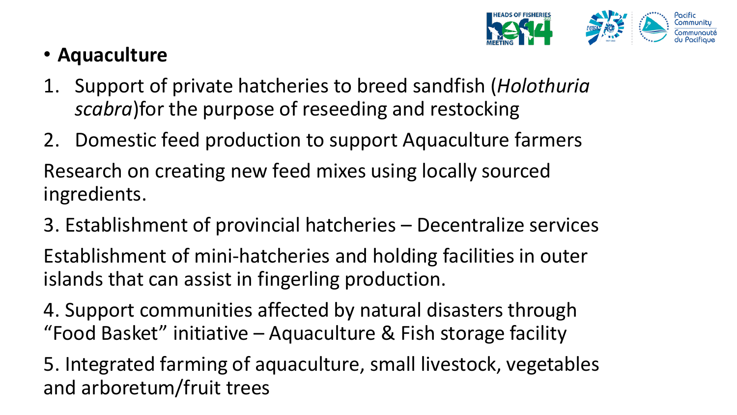- **Aquaculture**

1. Support of private hatcheries to breed sandfish (*Holothuria scabra*)for the purpose of reseeding and restocking
2. Domestic feed production to support Aquaculture farmers

Research on creating new feed mixes using locally sourced ingredients.

3. Establishment of provincial hatcheries – Decentralize services

Establishment of mini-hatcheries and holding facilities in outer islands that can assist in fingerling production.

4. Support communities affected by natural disasters through "Food Basket" initiative – Aquaculture & Fish storage facility

5. Integrated farming of aquaculture, small livestock, vegetables and arboretum/fruit trees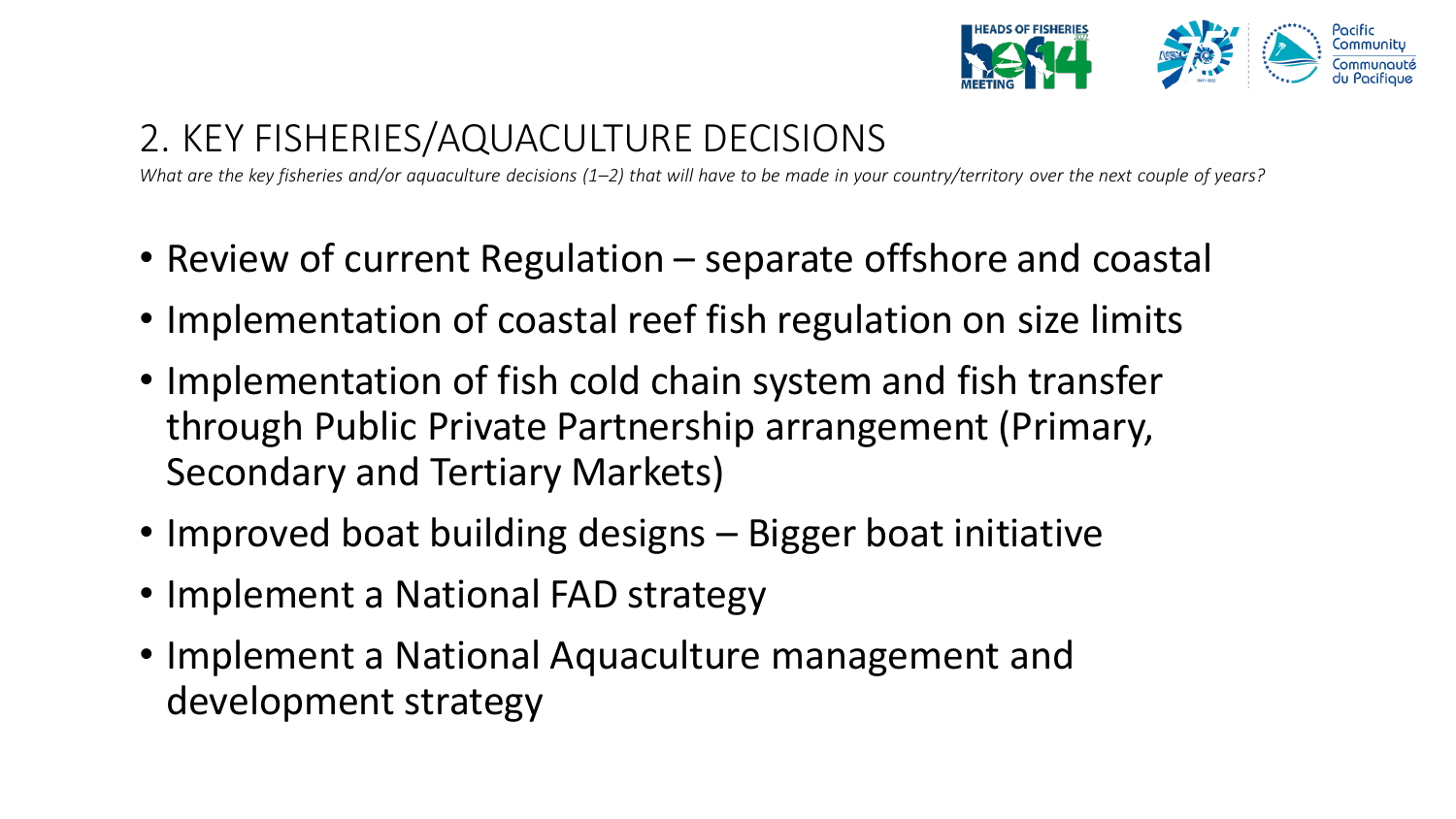## 2. KEY FISHERIES/AQUACULTURE DECISIONS

*What are the key fisheries and/or aquaculture decisions (1–2) that will have to be made in your country/territory over the next couple of years?*

- Review of current Regulation – separate offshore and coastal
- Implementation of coastal reef fish regulation on size limits
- Implementation of fish cold chain system and fish transfer through Public Private Partnership arrangement (Primary, Secondary and Tertiary Markets)
- Improved boat building designs – Bigger boat initiative
- Implement a National FAD strategy
- Implement a National Aquaculture management and development strategy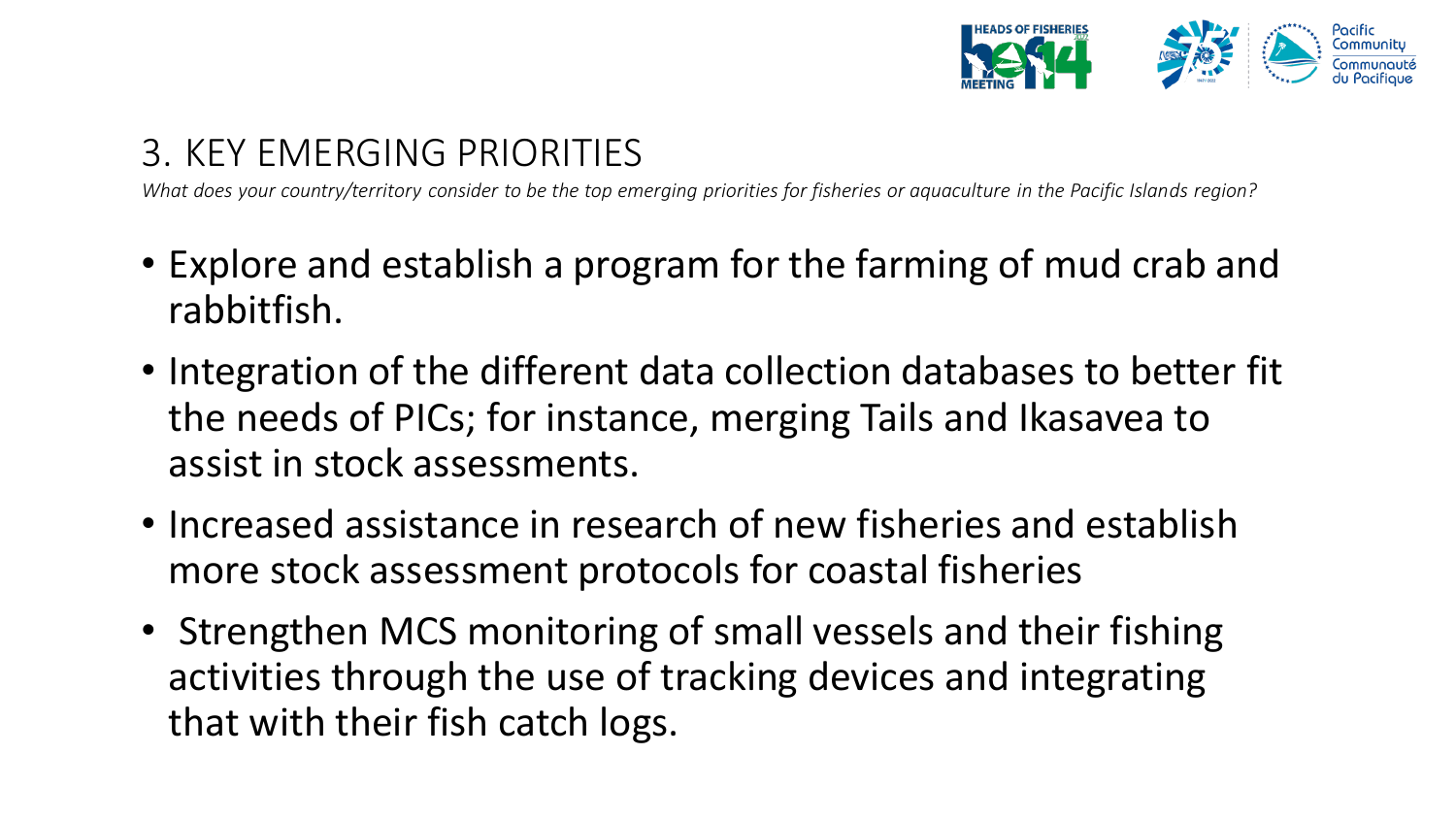## 3. KEY EMERGING PRIORITIES

*What does your country/territory consider to be the top emerging priorities for fisheries or aquaculture in the Pacific Islands region?*

- Explore and establish a program for the farming of mud crab and rabbitfish.
- Integration of the different data collection databases to better fit the needs of PICs; for instance, merging Tails and Ikasavea to assist in stock assessments.
- Increased assistance in research of new fisheries and establish more stock assessment protocols for coastal fisheries
- Strengthen MCS monitoring of small vessels and their fishing activities through the use of tracking devices and integrating that with their fish catch logs.